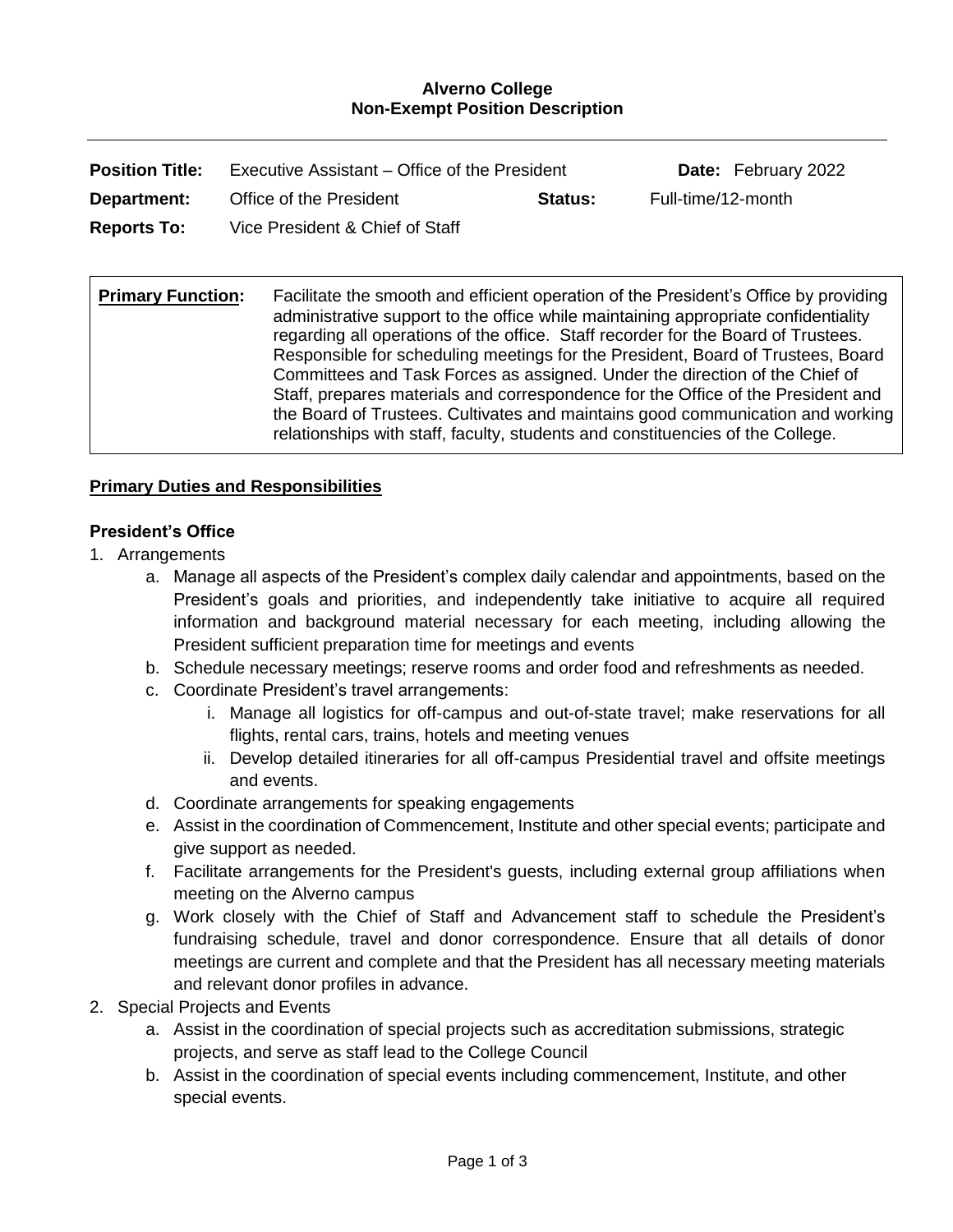**Alverno College**
**Non-Exempt Position Description**

---

| | | | |
|---|---|---|---|
| **Position Title:** | Executive Assistant – Office of the President | | **Date:** February 2022 |
| **Department:** | Office of the President | **Status:** | Full-time/12-month |
| **Reports To:** | Vice President & Chief of Staff | | |

| | |
|---|---|
| **Primary Function:** | Facilitate the smooth and efficient operation of the President's Office by providing administrative support to the office while maintaining appropriate confidentiality regarding all operations of the office. Staff recorder for the Board of Trustees. Responsible for scheduling meetings for the President, Board of Trustees, Board Committees and Task Forces as assigned. Under the direction of the Chief of Staff, prepares materials and correspondence for the Office of the President and the Board of Trustees. Cultivates and maintains good communication and working relationships with staff, faculty, students and constituencies of the College. |

## Primary Duties and Responsibilities

### President's Office

1. Arrangements
   a. Manage all aspects of the President's complex daily calendar and appointments, based on the President's goals and priorities, and independently take initiative to acquire all required information and background material necessary for each meeting, including allowing the President sufficient preparation time for meetings and events
   b. Schedule necessary meetings; reserve rooms and order food and refreshments as needed.
   c. Coordinate President's travel arrangements:
      i. Manage all logistics for off-campus and out-of-state travel; make reservations for all flights, rental cars, trains, hotels and meeting venues
      ii. Develop detailed itineraries for all off-campus Presidential travel and offsite meetings and events.
   d. Coordinate arrangements for speaking engagements
   e. Assist in the coordination of Commencement, Institute and other special events; participate and give support as needed.
   f. Facilitate arrangements for the President's guests, including external group affiliations when meeting on the Alverno campus
   g. Work closely with the Chief of Staff and Advancement staff to schedule the President's fundraising schedule, travel and donor correspondence. Ensure that all details of donor meetings are current and complete and that the President has all necessary meeting materials and relevant donor profiles in advance.
2. Special Projects and Events
   a. Assist in the coordination of special projects such as accreditation submissions, strategic projects, and serve as staff lead to the College Council
   b. Assist in the coordination of special events including commencement, Institute, and other special events.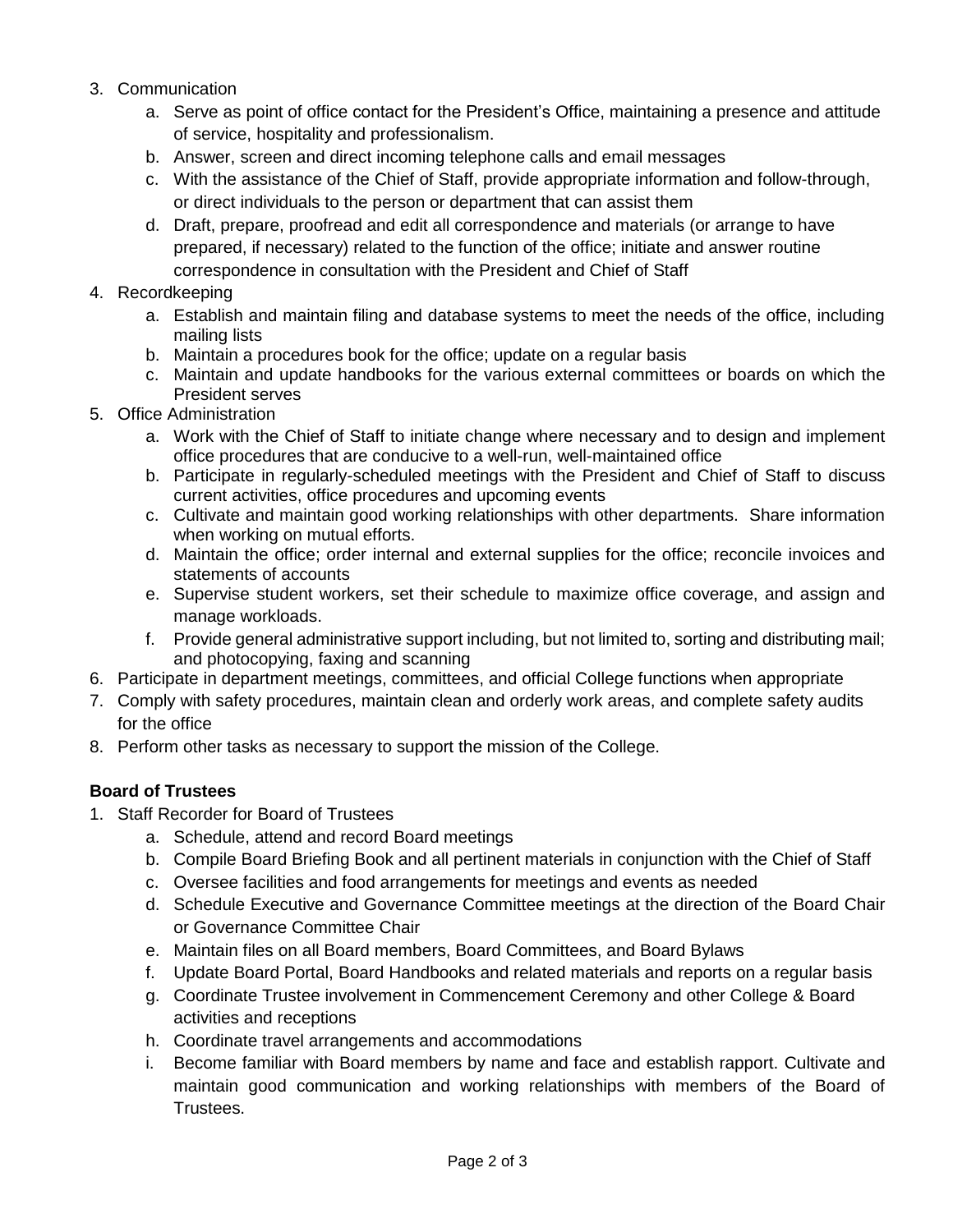3. Communication
    a. Serve as point of office contact for the President's Office, maintaining a presence and attitude of service, hospitality and professionalism.
    b. Answer, screen and direct incoming telephone calls and email messages
    c. With the assistance of the Chief of Staff, provide appropriate information and follow-through, or direct individuals to the person or department that can assist them
    d. Draft, prepare, proofread and edit all correspondence and materials (or arrange to have prepared, if necessary) related to the function of the office; initiate and answer routine correspondence in consultation with the President and Chief of Staff
4. Recordkeeping
    a. Establish and maintain filing and database systems to meet the needs of the office, including mailing lists
    b. Maintain a procedures book for the office; update on a regular basis
    c. Maintain and update handbooks for the various external committees or boards on which the President serves
5. Office Administration
    a. Work with the Chief of Staff to initiate change where necessary and to design and implement office procedures that are conducive to a well-run, well-maintained office
    b. Participate in regularly-scheduled meetings with the President and Chief of Staff to discuss current activities, office procedures and upcoming events
    c. Cultivate and maintain good working relationships with other departments. Share information when working on mutual efforts.
    d. Maintain the office; order internal and external supplies for the office; reconcile invoices and statements of accounts
    e. Supervise student workers, set their schedule to maximize office coverage, and assign and manage workloads.
    f. Provide general administrative support including, but not limited to, sorting and distributing mail; and photocopying, faxing and scanning
6. Participate in department meetings, committees, and official College functions when appropriate
7. Comply with safety procedures, maintain clean and orderly work areas, and complete safety audits for the office
8. Perform other tasks as necessary to support the mission of the College.

**Board of Trustees**

1. Staff Recorder for Board of Trustees
    a. Schedule, attend and record Board meetings
    b. Compile Board Briefing Book and all pertinent materials in conjunction with the Chief of Staff
    c. Oversee facilities and food arrangements for meetings and events as needed
    d. Schedule Executive and Governance Committee meetings at the direction of the Board Chair or Governance Committee Chair
    e. Maintain files on all Board members, Board Committees, and Board Bylaws
    f. Update Board Portal, Board Handbooks and related materials and reports on a regular basis
    g. Coordinate Trustee involvement in Commencement Ceremony and other College & Board activities and receptions
    h. Coordinate travel arrangements and accommodations
    i. Become familiar with Board members by name and face and establish rapport. Cultivate and maintain good communication and working relationships with members of the Board of Trustees.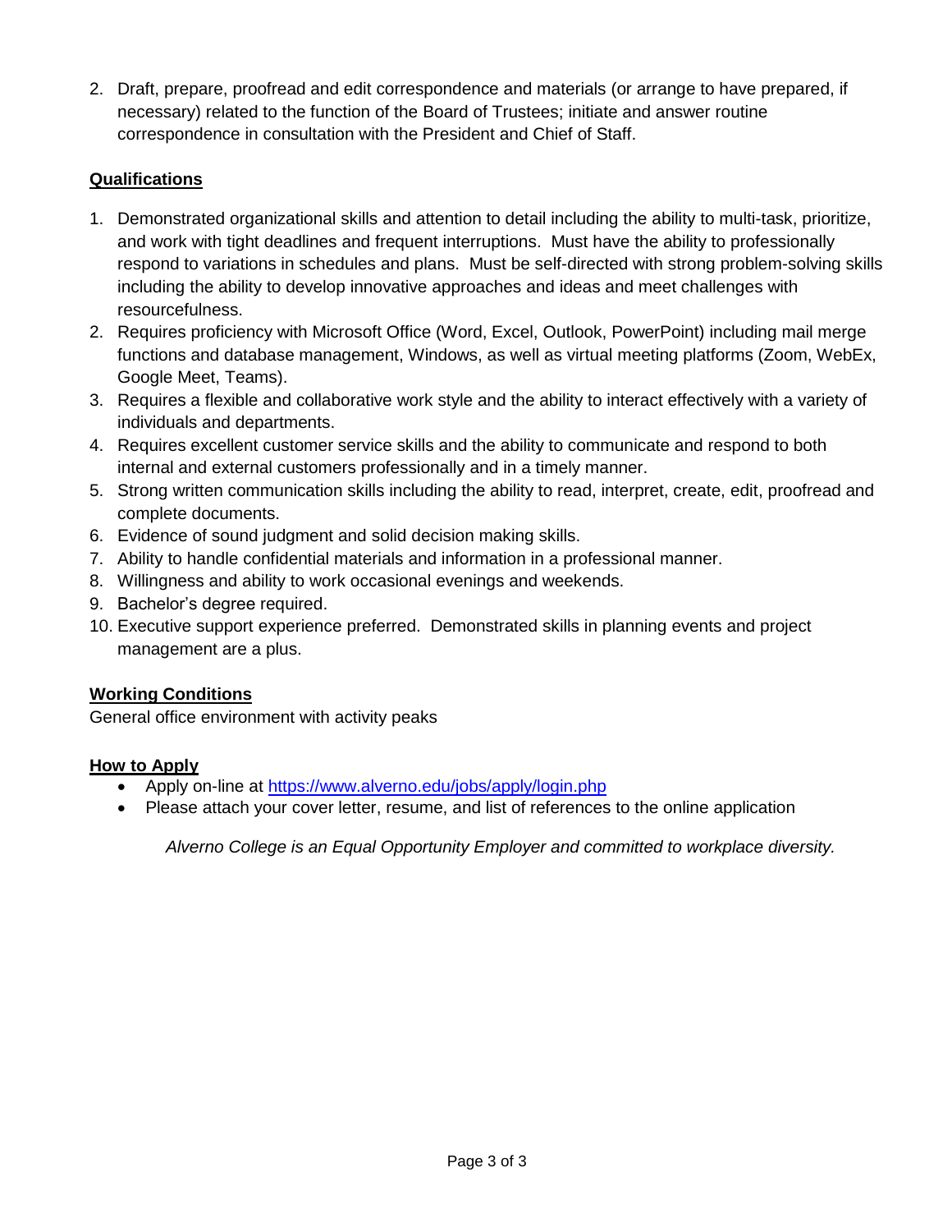2. Draft, prepare, proofread and edit correspondence and materials (or arrange to have prepared, if necessary) related to the function of the Board of Trustees; initiate and answer routine correspondence in consultation with the President and Chief of Staff.

## Qualifications

1. Demonstrated organizational skills and attention to detail including the ability to multi-task, prioritize, and work with tight deadlines and frequent interruptions. Must have the ability to professionally respond to variations in schedules and plans. Must be self-directed with strong problem-solving skills including the ability to develop innovative approaches and ideas and meet challenges with resourcefulness.
2. Requires proficiency with Microsoft Office (Word, Excel, Outlook, PowerPoint) including mail merge functions and database management, Windows, as well as virtual meeting platforms (Zoom, WebEx, Google Meet, Teams).
3. Requires a flexible and collaborative work style and the ability to interact effectively with a variety of individuals and departments.
4. Requires excellent customer service skills and the ability to communicate and respond to both internal and external customers professionally and in a timely manner.
5. Strong written communication skills including the ability to read, interpret, create, edit, proofread and complete documents.
6. Evidence of sound judgment and solid decision making skills.
7. Ability to handle confidential materials and information in a professional manner.
8. Willingness and ability to work occasional evenings and weekends.
9. Bachelor's degree required.
10. Executive support experience preferred. Demonstrated skills in planning events and project management are a plus.

## Working Conditions

General office environment with activity peaks

## How to Apply

- Apply on-line at https://www.alverno.edu/jobs/apply/login.php
- Please attach your cover letter, resume, and list of references to the online application

*Alverno College is an Equal Opportunity Employer and committed to workplace diversity.*